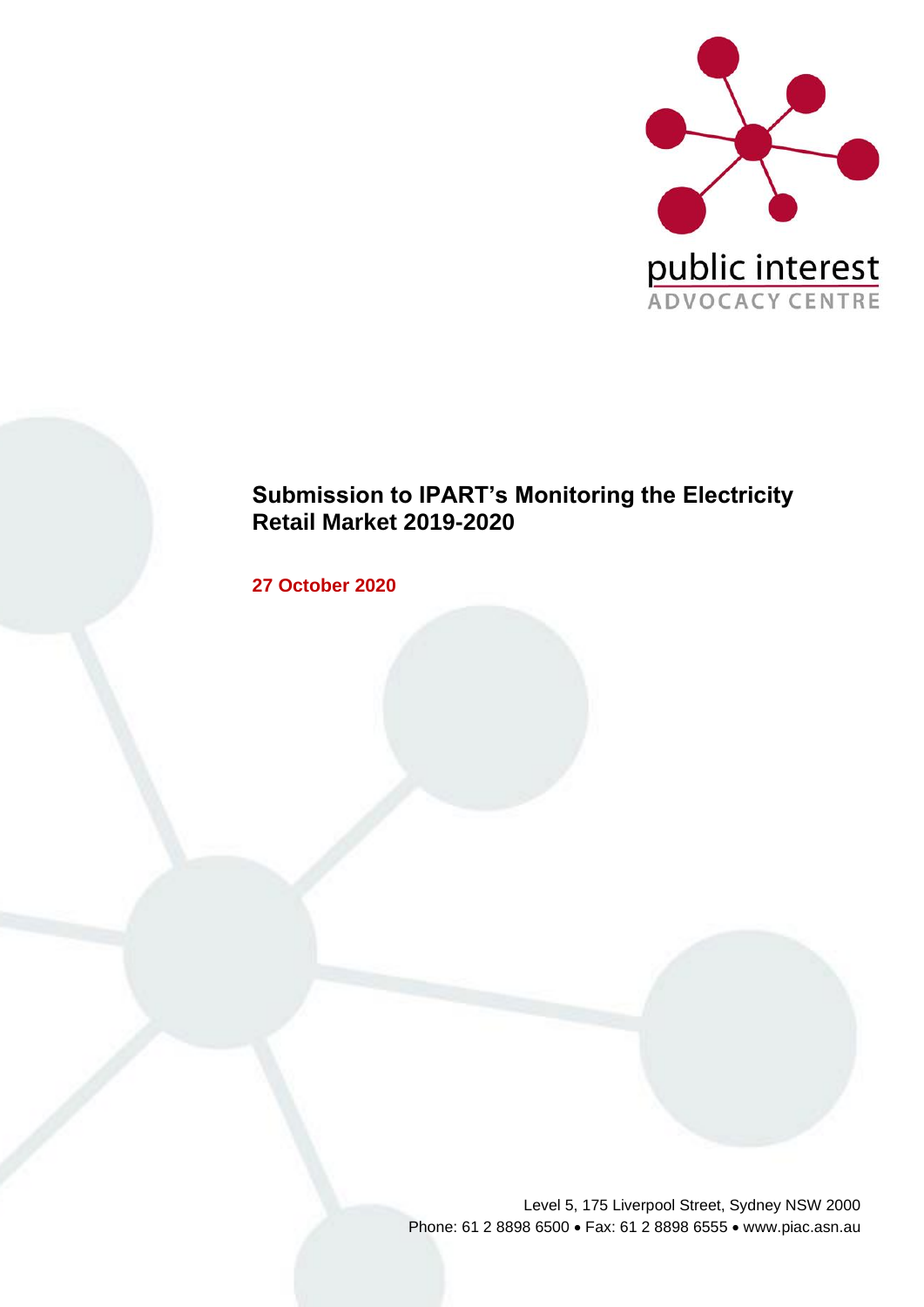public interest
ADVOCACY CENTRE

# Submission to IPART's Monitoring the Electricity Retail Market 2019-2020

**27 October 2020**

Level 5, 175 Liverpool Street, Sydney NSW 2000
Phone: 61 2 8898 6500 • Fax: 61 2 8898 6555 • www.piac.asn.au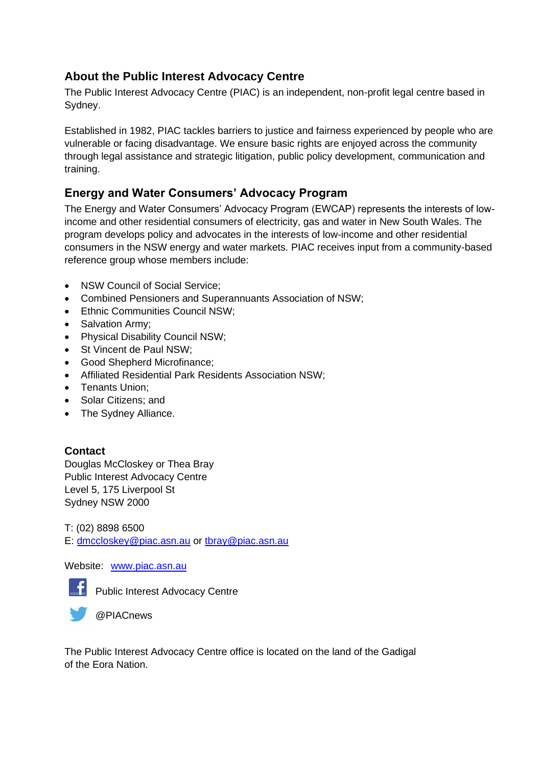## About the Public Interest Advocacy Centre

The Public Interest Advocacy Centre (PIAC) is an independent, non-profit legal centre based in Sydney.

Established in 1982, PIAC tackles barriers to justice and fairness experienced by people who are vulnerable or facing disadvantage. We ensure basic rights are enjoyed across the community through legal assistance and strategic litigation, public policy development, communication and training.

## Energy and Water Consumers' Advocacy Program

The Energy and Water Consumers' Advocacy Program (EWCAP) represents the interests of low-income and other residential consumers of electricity, gas and water in New South Wales. The program develops policy and advocates in the interests of low-income and other residential consumers in the NSW energy and water markets. PIAC receives input from a community-based reference group whose members include:

- NSW Council of Social Service;
- Combined Pensioners and Superannuants Association of NSW;
- Ethnic Communities Council NSW;
- Salvation Army;
- Physical Disability Council NSW;
- St Vincent de Paul NSW;
- Good Shepherd Microfinance;
- Affiliated Residential Park Residents Association NSW;
- Tenants Union;
- Solar Citizens; and
- The Sydney Alliance.

**Contact**

Douglas McCloskey or Thea Bray
Public Interest Advocacy Centre
Level 5, 175 Liverpool St
Sydney NSW 2000

T: (02) 8898 6500
E: dmccloskey@piac.asn.au or tbray@piac.asn.au

Website: www.piac.asn.au

Public Interest Advocacy Centre

@PIACnews

The Public Interest Advocacy Centre office is located on the land of the Gadigal of the Eora Nation.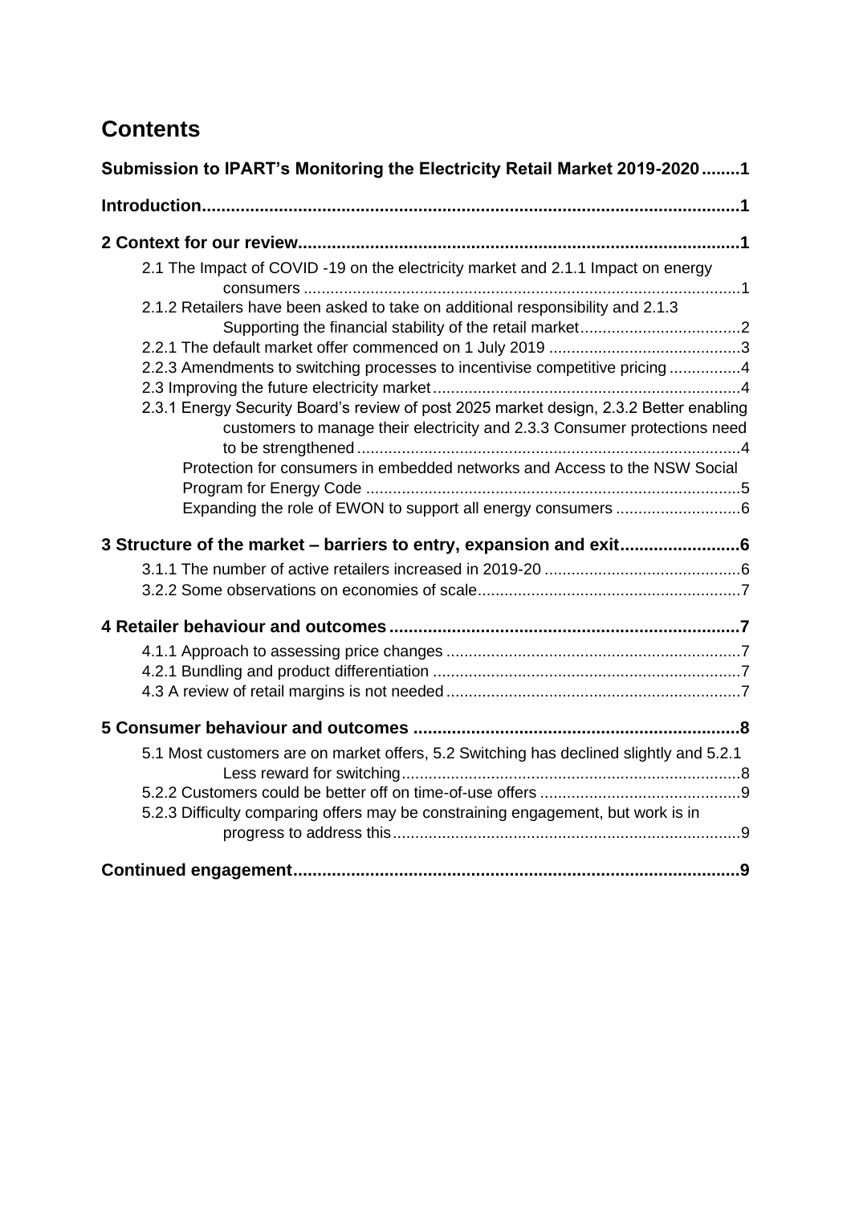# Contents

**Submission to IPART's Monitoring the Electricity Retail Market 2019-2020........1**

**Introduction........1**

**2 Context for our review........1**

- 2.1 The Impact of COVID -19 on the electricity market and 2.1.1 Impact on energy consumers........1
- 2.1.2 Retailers have been asked to take on additional responsibility and 2.1.3 Supporting the financial stability of the retail market........2
- 2.2.1 The default market offer commenced on 1 July 2019........3
- 2.2.3 Amendments to switching processes to incentivise competitive pricing........4
- 2.3 Improving the future electricity market........4
- 2.3.1 Energy Security Board's review of post 2025 market design, 2.3.2 Better enabling customers to manage their electricity and 2.3.3 Consumer protections need to be strengthened........4
  - Protection for consumers in embedded networks and Access to the NSW Social Program for Energy Code........5
  - Expanding the role of EWON to support all energy consumers........6

**3 Structure of the market – barriers to entry, expansion and exit........6**

- 3.1.1 The number of active retailers increased in 2019-20........6
- 3.2.2 Some observations on economies of scale........7

**4 Retailer behaviour and outcomes........7**

- 4.1.1 Approach to assessing price changes........7
- 4.2.1 Bundling and product differentiation........7
- 4.3 A review of retail margins is not needed........7

**5 Consumer behaviour and outcomes........8**

- 5.1 Most customers are on market offers, 5.2 Switching has declined slightly and 5.2.1 Less reward for switching........8
- 5.2.2 Customers could be better off on time-of-use offers........9
- 5.2.3 Difficulty comparing offers may be constraining engagement, but work is in progress to address this........9

**Continued engagement........9**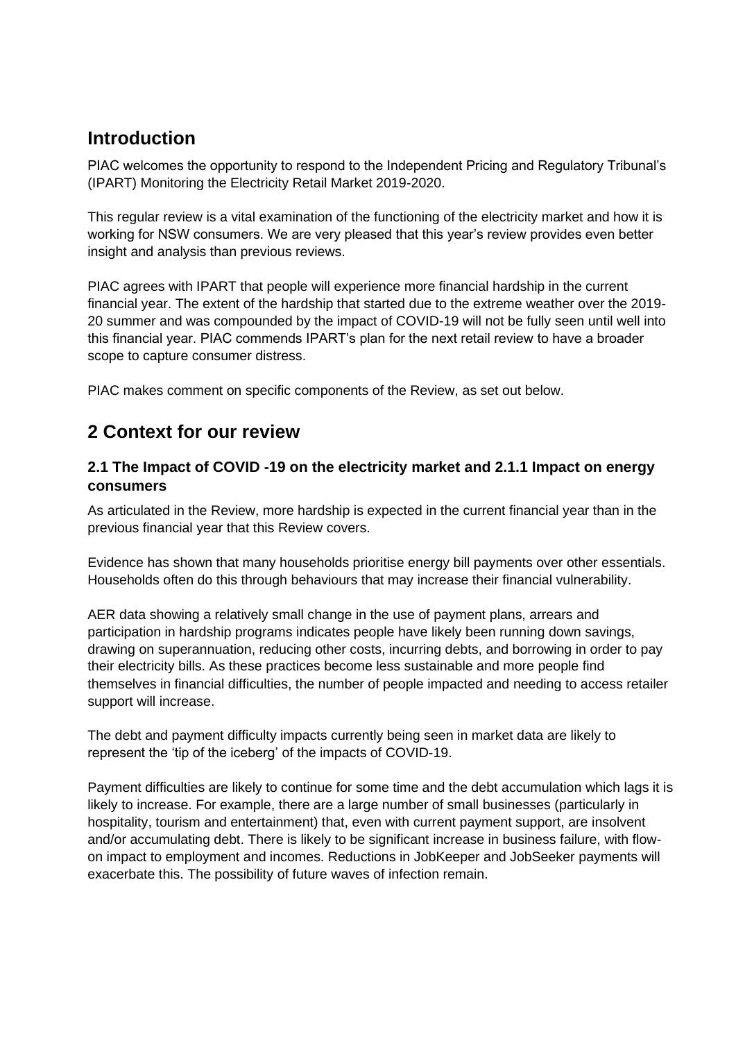## Introduction

PIAC welcomes the opportunity to respond to the Independent Pricing and Regulatory Tribunal's (IPART) Monitoring the Electricity Retail Market 2019-2020.

This regular review is a vital examination of the functioning of the electricity market and how it is working for NSW consumers. We are very pleased that this year's review provides even better insight and analysis than previous reviews.

PIAC agrees with IPART that people will experience more financial hardship in the current financial year. The extent of the hardship that started due to the extreme weather over the 2019-20 summer and was compounded by the impact of COVID-19 will not be fully seen until well into this financial year. PIAC commends IPART's plan for the next retail review to have a broader scope to capture consumer distress.

PIAC makes comment on specific components of the Review, as set out below.

## 2 Context for our review

### 2.1 The Impact of COVID -19 on the electricity market and 2.1.1 Impact on energy consumers

As articulated in the Review, more hardship is expected in the current financial year than in the previous financial year that this Review covers.

Evidence has shown that many households prioritise energy bill payments over other essentials. Households often do this through behaviours that may increase their financial vulnerability.

AER data showing a relatively small change in the use of payment plans, arrears and participation in hardship programs indicates people have likely been running down savings, drawing on superannuation, reducing other costs, incurring debts, and borrowing in order to pay their electricity bills. As these practices become less sustainable and more people find themselves in financial difficulties, the number of people impacted and needing to access retailer support will increase.

The debt and payment difficulty impacts currently being seen in market data are likely to represent the 'tip of the iceberg' of the impacts of COVID-19.

Payment difficulties are likely to continue for some time and the debt accumulation which lags it is likely to increase. For example, there are a large number of small businesses (particularly in hospitality, tourism and entertainment) that, even with current payment support, are insolvent and/or accumulating debt. There is likely to be significant increase in business failure, with flow-on impact to employment and incomes. Reductions in JobKeeper and JobSeeker payments will exacerbate this. The possibility of future waves of infection remain.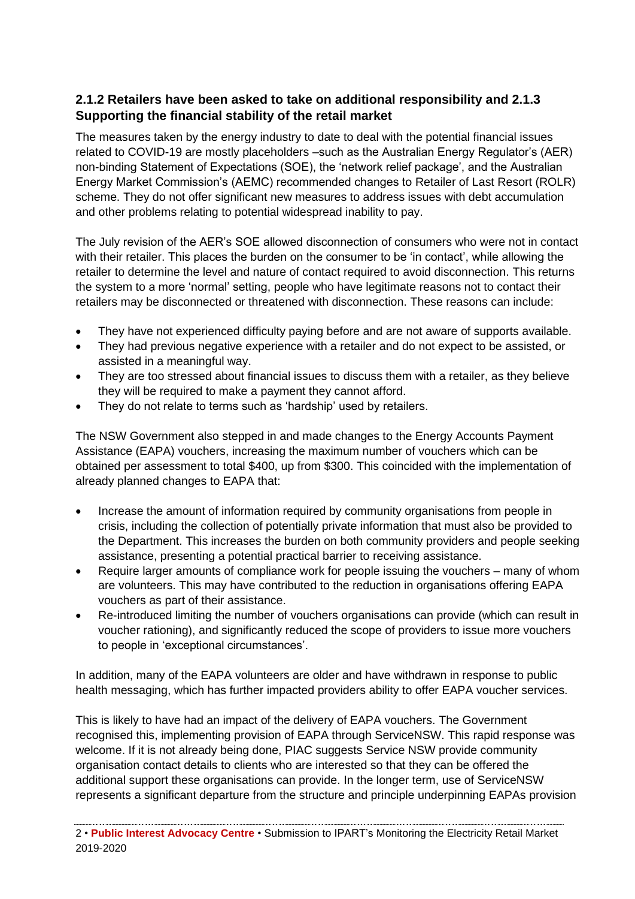### 2.1.2 Retailers have been asked to take on additional responsibility and 2.1.3 Supporting the financial stability of the retail market

The measures taken by the energy industry to date to deal with the potential financial issues related to COVID-19 are mostly placeholders –such as the Australian Energy Regulator's (AER) non-binding Statement of Expectations (SOE), the 'network relief package', and the Australian Energy Market Commission's (AEMC) recommended changes to Retailer of Last Resort (ROLR) scheme. They do not offer significant new measures to address issues with debt accumulation and other problems relating to potential widespread inability to pay.

The July revision of the AER's SOE allowed disconnection of consumers who were not in contact with their retailer. This places the burden on the consumer to be 'in contact', while allowing the retailer to determine the level and nature of contact required to avoid disconnection. This returns the system to a more 'normal' setting, people who have legitimate reasons not to contact their retailers may be disconnected or threatened with disconnection. These reasons can include:

- They have not experienced difficulty paying before and are not aware of supports available.
- They had previous negative experience with a retailer and do not expect to be assisted, or assisted in a meaningful way.
- They are too stressed about financial issues to discuss them with a retailer, as they believe they will be required to make a payment they cannot afford.
- They do not relate to terms such as 'hardship' used by retailers.

The NSW Government also stepped in and made changes to the Energy Accounts Payment Assistance (EAPA) vouchers, increasing the maximum number of vouchers which can be obtained per assessment to total $400, up from $300. This coincided with the implementation of already planned changes to EAPA that:

- Increase the amount of information required by community organisations from people in crisis, including the collection of potentially private information that must also be provided to the Department. This increases the burden on both community providers and people seeking assistance, presenting a potential practical barrier to receiving assistance.
- Require larger amounts of compliance work for people issuing the vouchers – many of whom are volunteers. This may have contributed to the reduction in organisations offering EAPA vouchers as part of their assistance.
- Re-introduced limiting the number of vouchers organisations can provide (which can result in voucher rationing), and significantly reduced the scope of providers to issue more vouchers to people in 'exceptional circumstances'.

In addition, many of the EAPA volunteers are older and have withdrawn in response to public health messaging, which has further impacted providers ability to offer EAPA voucher services.

This is likely to have had an impact of the delivery of EAPA vouchers. The Government recognised this, implementing provision of EAPA through ServiceNSW. This rapid response was welcome. If it is not already being done, PIAC suggests Service NSW provide community organisation contact details to clients who are interested so that they can be offered the additional support these organisations can provide. In the longer term, use of ServiceNSW represents a significant departure from the structure and principle underpinning EAPAs provision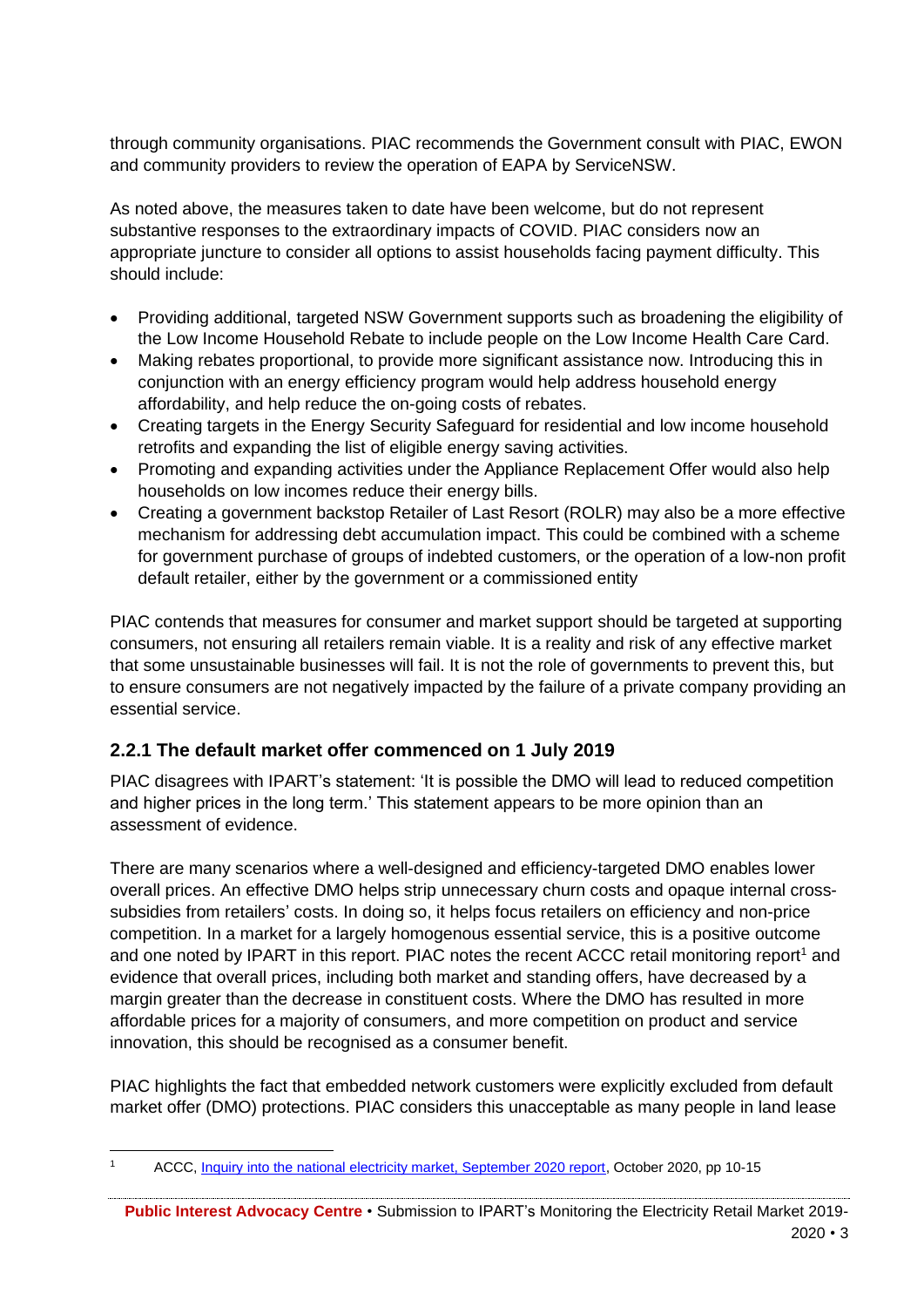through community organisations. PIAC recommends the Government consult with PIAC, EWON and community providers to review the operation of EAPA by ServiceNSW.

As noted above, the measures taken to date have been welcome, but do not represent substantive responses to the extraordinary impacts of COVID. PIAC considers now an appropriate juncture to consider all options to assist households facing payment difficulty. This should include:

- Providing additional, targeted NSW Government supports such as broadening the eligibility of the Low Income Household Rebate to include people on the Low Income Health Care Card.
- Making rebates proportional, to provide more significant assistance now. Introducing this in conjunction with an energy efficiency program would help address household energy affordability, and help reduce the on-going costs of rebates.
- Creating targets in the Energy Security Safeguard for residential and low income household retrofits and expanding the list of eligible energy saving activities.
- Promoting and expanding activities under the Appliance Replacement Offer would also help households on low incomes reduce their energy bills.
- Creating a government backstop Retailer of Last Resort (ROLR) may also be a more effective mechanism for addressing debt accumulation impact. This could be combined with a scheme for government purchase of groups of indebted customers, or the operation of a low-non profit default retailer, either by the government or a commissioned entity

PIAC contends that measures for consumer and market support should be targeted at supporting consumers, not ensuring all retailers remain viable. It is a reality and risk of any effective market that some unsustainable businesses will fail. It is not the role of governments to prevent this, but to ensure consumers are not negatively impacted by the failure of a private company providing an essential service.

### 2.2.1 The default market offer commenced on 1 July 2019

PIAC disagrees with IPART's statement: 'It is possible the DMO will lead to reduced competition and higher prices in the long term.' This statement appears to be more opinion than an assessment of evidence.

There are many scenarios where a well-designed and efficiency-targeted DMO enables lower overall prices. An effective DMO helps strip unnecessary churn costs and opaque internal cross-subsidies from retailers' costs. In doing so, it helps focus retailers on efficiency and non-price competition. In a market for a largely homogenous essential service, this is a positive outcome and one noted by IPART in this report. PIAC notes the recent ACCC retail monitoring report[1] and evidence that overall prices, including both market and standing offers, have decreased by a margin greater than the decrease in constituent costs. Where the DMO has resulted in more affordable prices for a majority of consumers, and more competition on product and service innovation, this should be recognised as a consumer benefit.

PIAC highlights the fact that embedded network customers were explicitly excluded from default market offer (DMO) protections. PIAC considers this unacceptable as many people in land lease

---

[1] ACCC, Inquiry into the national electricity market, September 2020 report, October 2020, pp 10-15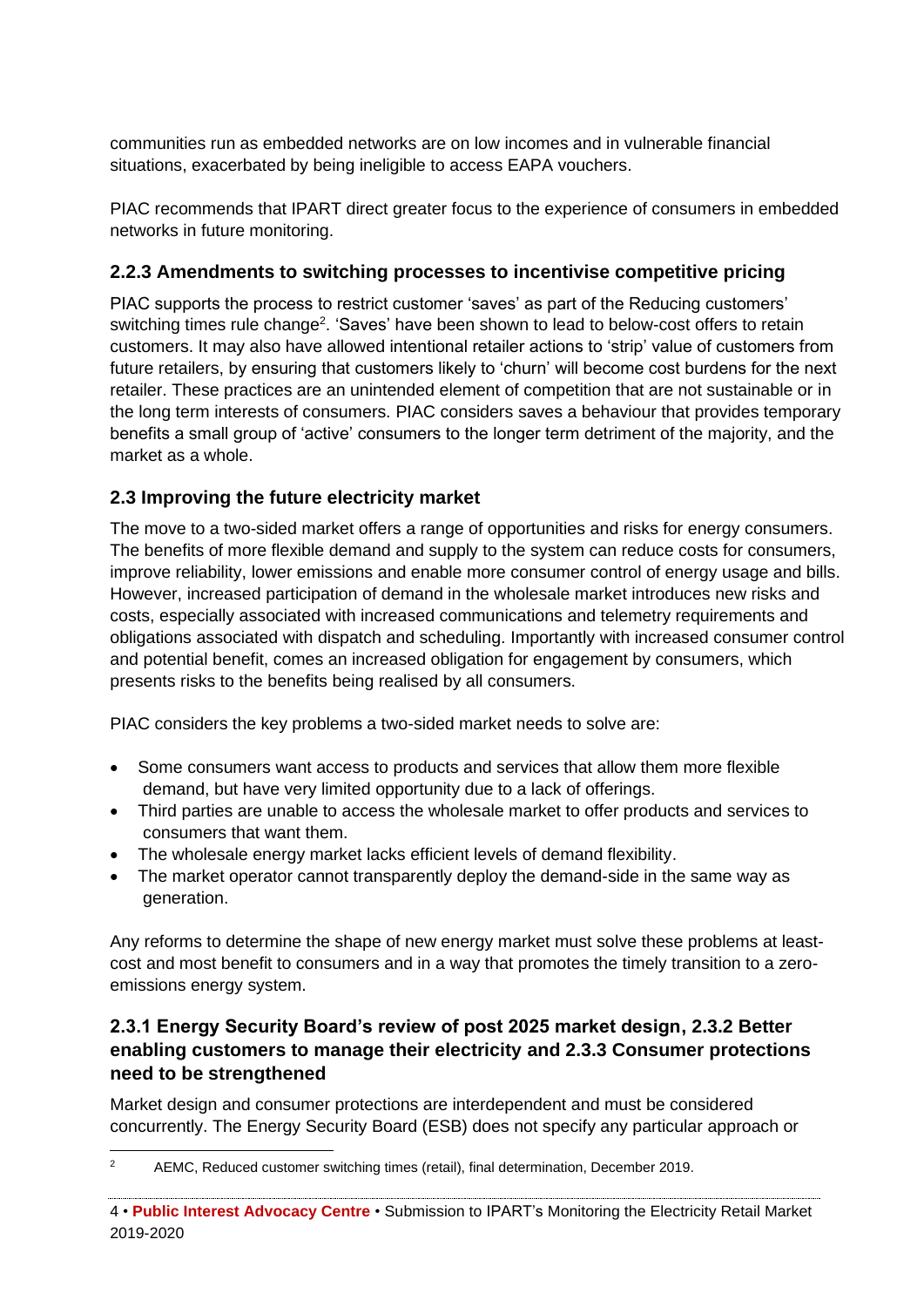communities run as embedded networks are on low incomes and in vulnerable financial situations, exacerbated by being ineligible to access EAPA vouchers.

PIAC recommends that IPART direct greater focus to the experience of consumers in embedded networks in future monitoring.

### 2.2.3 Amendments to switching processes to incentivise competitive pricing

PIAC supports the process to restrict customer 'saves' as part of the Reducing customers' switching times rule change[2]. 'Saves' have been shown to lead to below-cost offers to retain customers. It may also have allowed intentional retailer actions to 'strip' value of customers from future retailers, by ensuring that customers likely to 'churn' will become cost burdens for the next retailer. These practices are an unintended element of competition that are not sustainable or in the long term interests of consumers. PIAC considers saves a behaviour that provides temporary benefits a small group of 'active' consumers to the longer term detriment of the majority, and the market as a whole.

### 2.3 Improving the future electricity market

The move to a two-sided market offers a range of opportunities and risks for energy consumers. The benefits of more flexible demand and supply to the system can reduce costs for consumers, improve reliability, lower emissions and enable more consumer control of energy usage and bills. However, increased participation of demand in the wholesale market introduces new risks and costs, especially associated with increased communications and telemetry requirements and obligations associated with dispatch and scheduling. Importantly with increased consumer control and potential benefit, comes an increased obligation for engagement by consumers, which presents risks to the benefits being realised by all consumers.

PIAC considers the key problems a two-sided market needs to solve are:

- Some consumers want access to products and services that allow them more flexible demand, but have very limited opportunity due to a lack of offerings.
- Third parties are unable to access the wholesale market to offer products and services to consumers that want them.
- The wholesale energy market lacks efficient levels of demand flexibility.
- The market operator cannot transparently deploy the demand-side in the same way as generation.

Any reforms to determine the shape of new energy market must solve these problems at least-cost and most benefit to consumers and in a way that promotes the timely transition to a zero-emissions energy system.

### 2.3.1 Energy Security Board's review of post 2025 market design, 2.3.2 Better enabling customers to manage their electricity and 2.3.3 Consumer protections need to be strengthened

Market design and consumer protections are interdependent and must be considered concurrently. The Energy Security Board (ESB) does not specify any particular approach or

---

[2] AEMC, Reduced customer switching times (retail), final determination, December 2019.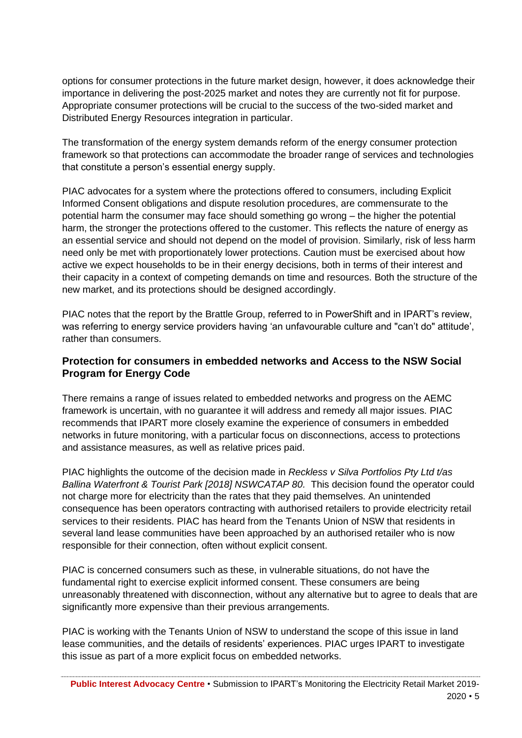options for consumer protections in the future market design, however, it does acknowledge their importance in delivering the post-2025 market and notes they are currently not fit for purpose. Appropriate consumer protections will be crucial to the success of the two-sided market and Distributed Energy Resources integration in particular.

The transformation of the energy system demands reform of the energy consumer protection framework so that protections can accommodate the broader range of services and technologies that constitute a person's essential energy supply.

PIAC advocates for a system where the protections offered to consumers, including Explicit Informed Consent obligations and dispute resolution procedures, are commensurate to the potential harm the consumer may face should something go wrong – the higher the potential harm, the stronger the protections offered to the customer. This reflects the nature of energy as an essential service and should not depend on the model of provision. Similarly, risk of less harm need only be met with proportionately lower protections. Caution must be exercised about how active we expect households to be in their energy decisions, both in terms of their interest and their capacity in a context of competing demands on time and resources. Both the structure of the new market, and its protections should be designed accordingly.

PIAC notes that the report by the Brattle Group, referred to in PowerShift and in IPART's review, was referring to energy service providers having 'an unfavourable culture and "can't do" attitude', rather than consumers.

### Protection for consumers in embedded networks and Access to the NSW Social Program for Energy Code

There remains a range of issues related to embedded networks and progress on the AEMC framework is uncertain, with no guarantee it will address and remedy all major issues. PIAC recommends that IPART more closely examine the experience of consumers in embedded networks in future monitoring, with a particular focus on disconnections, access to protections and assistance measures, as well as relative prices paid.

PIAC highlights the outcome of the decision made in *Reckless v Silva Portfolios Pty Ltd t/as Ballina Waterfront & Tourist Park [2018] NSWCATAP 80.* This decision found the operator could not charge more for electricity than the rates that they paid themselves. An unintended consequence has been operators contracting with authorised retailers to provide electricity retail services to their residents. PIAC has heard from the Tenants Union of NSW that residents in several land lease communities have been approached by an authorised retailer who is now responsible for their connection, often without explicit consent.

PIAC is concerned consumers such as these, in vulnerable situations, do not have the fundamental right to exercise explicit informed consent. These consumers are being unreasonably threatened with disconnection, without any alternative but to agree to deals that are significantly more expensive than their previous arrangements.

PIAC is working with the Tenants Union of NSW to understand the scope of this issue in land lease communities, and the details of residents' experiences. PIAC urges IPART to investigate this issue as part of a more explicit focus on embedded networks.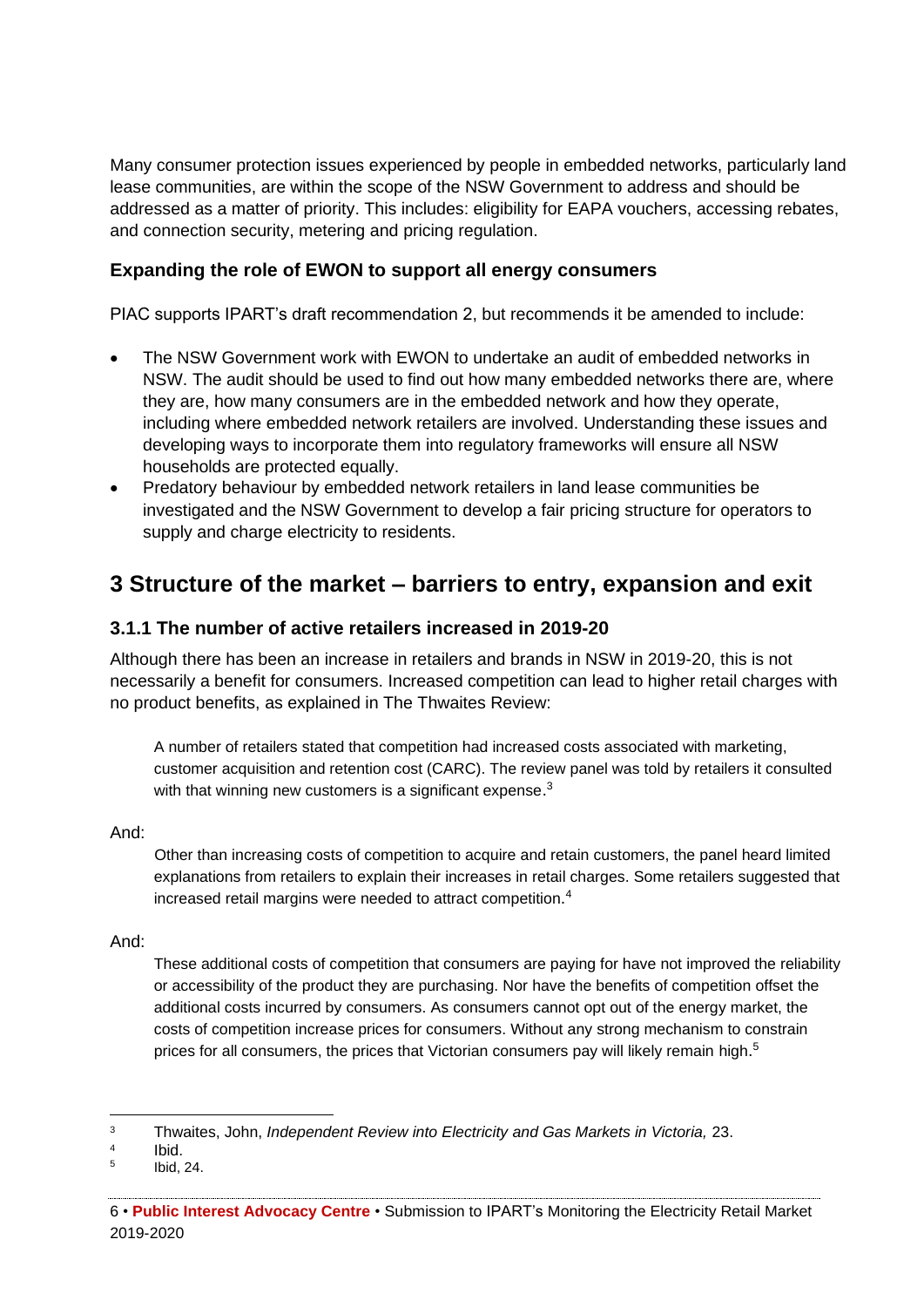Many consumer protection issues experienced by people in embedded networks, particularly land lease communities, are within the scope of the NSW Government to address and should be addressed as a matter of priority. This includes: eligibility for EAPA vouchers, accessing rebates, and connection security, metering and pricing regulation.

### Expanding the role of EWON to support all energy consumers

PIAC supports IPART's draft recommendation 2, but recommends it be amended to include:

- The NSW Government work with EWON to undertake an audit of embedded networks in NSW. The audit should be used to find out how many embedded networks there are, where they are, how many consumers are in the embedded network and how they operate, including where embedded network retailers are involved. Understanding these issues and developing ways to incorporate them into regulatory frameworks will ensure all NSW households are protected equally.
- Predatory behaviour by embedded network retailers in land lease communities be investigated and the NSW Government to develop a fair pricing structure for operators to supply and charge electricity to residents.

# 3 Structure of the market – barriers to entry, expansion and exit

### 3.1.1 The number of active retailers increased in 2019-20

Although there has been an increase in retailers and brands in NSW in 2019-20, this is not necessarily a benefit for consumers. Increased competition can lead to higher retail charges with no product benefits, as explained in The Thwaites Review:

> A number of retailers stated that competition had increased costs associated with marketing, customer acquisition and retention cost (CARC). The review panel was told by retailers it consulted with that winning new customers is a significant expense.[3]

And:

> Other than increasing costs of competition to acquire and retain customers, the panel heard limited explanations from retailers to explain their increases in retail charges. Some retailers suggested that increased retail margins were needed to attract competition.[4]

And:

> These additional costs of competition that consumers are paying for have not improved the reliability or accessibility of the product they are purchasing. Nor have the benefits of competition offset the additional costs incurred by consumers. As consumers cannot opt out of the energy market, the costs of competition increase prices for consumers. Without any strong mechanism to constrain prices for all consumers, the prices that Victorian consumers pay will likely remain high.[5]

---

[3] Thwaites, John, *Independent Review into Electricity and Gas Markets in Victoria,* 23.

[4] Ibid.

[5] Ibid, 24.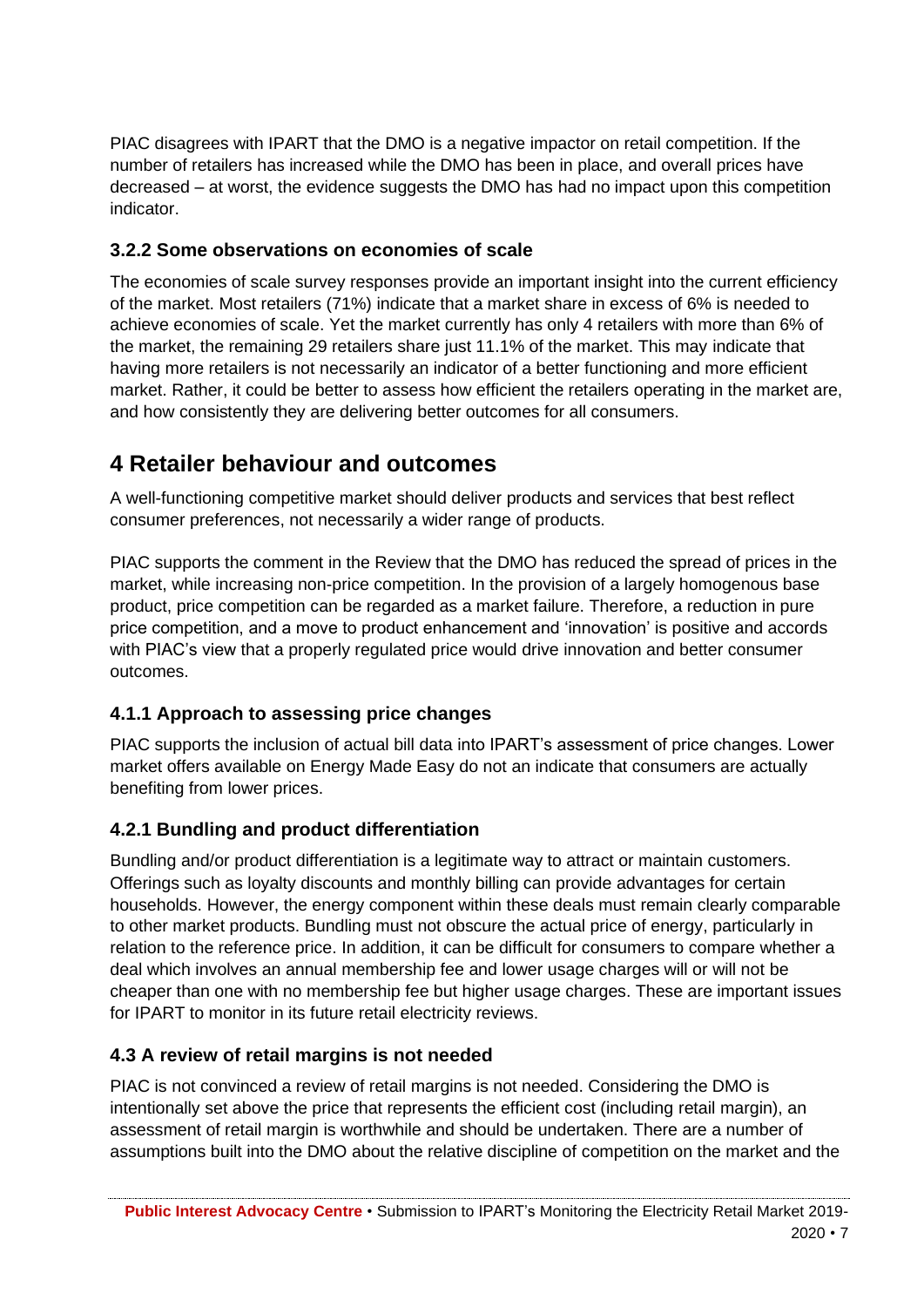PIAC disagrees with IPART that the DMO is a negative impactor on retail competition. If the number of retailers has increased while the DMO has been in place, and overall prices have decreased – at worst, the evidence suggests the DMO has had no impact upon this competition indicator.

### 3.2.2 Some observations on economies of scale

The economies of scale survey responses provide an important insight into the current efficiency of the market. Most retailers (71%) indicate that a market share in excess of 6% is needed to achieve economies of scale. Yet the market currently has only 4 retailers with more than 6% of the market, the remaining 29 retailers share just 11.1% of the market. This may indicate that having more retailers is not necessarily an indicator of a better functioning and more efficient market. Rather, it could be better to assess how efficient the retailers operating in the market are, and how consistently they are delivering better outcomes for all consumers.

# 4 Retailer behaviour and outcomes

A well-functioning competitive market should deliver products and services that best reflect consumer preferences, not necessarily a wider range of products.

PIAC supports the comment in the Review that the DMO has reduced the spread of prices in the market, while increasing non-price competition. In the provision of a largely homogenous base product, price competition can be regarded as a market failure. Therefore, a reduction in pure price competition, and a move to product enhancement and 'innovation' is positive and accords with PIAC's view that a properly regulated price would drive innovation and better consumer outcomes.

### 4.1.1 Approach to assessing price changes

PIAC supports the inclusion of actual bill data into IPART's assessment of price changes. Lower market offers available on Energy Made Easy do not an indicate that consumers are actually benefiting from lower prices.

### 4.2.1 Bundling and product differentiation

Bundling and/or product differentiation is a legitimate way to attract or maintain customers. Offerings such as loyalty discounts and monthly billing can provide advantages for certain households. However, the energy component within these deals must remain clearly comparable to other market products. Bundling must not obscure the actual price of energy, particularly in relation to the reference price. In addition, it can be difficult for consumers to compare whether a deal which involves an annual membership fee and lower usage charges will or will not be cheaper than one with no membership fee but higher usage charges. These are important issues for IPART to monitor in its future retail electricity reviews.

### 4.3 A review of retail margins is not needed

PIAC is not convinced a review of retail margins is not needed. Considering the DMO is intentionally set above the price that represents the efficient cost (including retail margin), an assessment of retail margin is worthwhile and should be undertaken. There are a number of assumptions built into the DMO about the relative discipline of competition on the market and the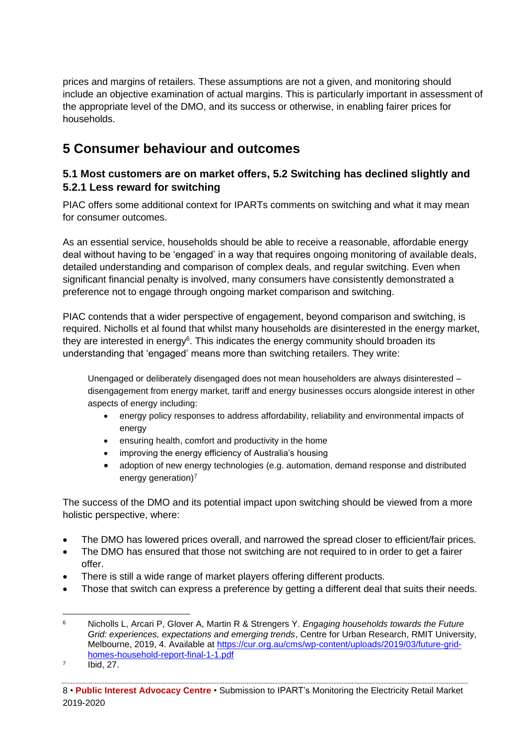prices and margins of retailers. These assumptions are not a given, and monitoring should include an objective examination of actual margins. This is particularly important in assessment of the appropriate level of the DMO, and its success or otherwise, in enabling fairer prices for households.

## 5 Consumer behaviour and outcomes

### 5.1 Most customers are on market offers, 5.2 Switching has declined slightly and 5.2.1 Less reward for switching

PIAC offers some additional context for IPARTs comments on switching and what it may mean for consumer outcomes.

As an essential service, households should be able to receive a reasonable, affordable energy deal without having to be 'engaged' in a way that requires ongoing monitoring of available deals, detailed understanding and comparison of complex deals, and regular switching. Even when significant financial penalty is involved, many consumers have consistently demonstrated a preference not to engage through ongoing market comparison and switching.

PIAC contends that a wider perspective of engagement, beyond comparison and switching, is required. Nicholls et al found that whilst many households are disinterested in the energy market, they are interested in energy[6]. This indicates the energy community should broaden its understanding that 'engaged' means more than switching retailers. They write:

> Unengaged or deliberately disengaged does not mean householders are always disinterested – disengagement from energy market, tariff and energy businesses occurs alongside interest in other aspects of energy including:
>
> - energy policy responses to address affordability, reliability and environmental impacts of energy
> - ensuring health, comfort and productivity in the home
> - improving the energy efficiency of Australia's housing
> - adoption of new energy technologies (e.g. automation, demand response and distributed energy generation)[7]

The success of the DMO and its potential impact upon switching should be viewed from a more holistic perspective, where:

- The DMO has lowered prices overall, and narrowed the spread closer to efficient/fair prices.
- The DMO has ensured that those not switching are not required to in order to get a fairer offer.
- There is still a wide range of market players offering different products.
- Those that switch can express a preference by getting a different deal that suits their needs.

---

[6] Nicholls L, Arcari P, Glover A, Martin R & Strengers Y. *Engaging households towards the Future Grid: experiences, expectations and emerging trends*, Centre for Urban Research, RMIT University, Melbourne, 2019, 4. Available at https://cur.org.au/cms/wp-content/uploads/2019/03/future-grid-homes-household-report-final-1-1.pdf

[7] Ibid, 27.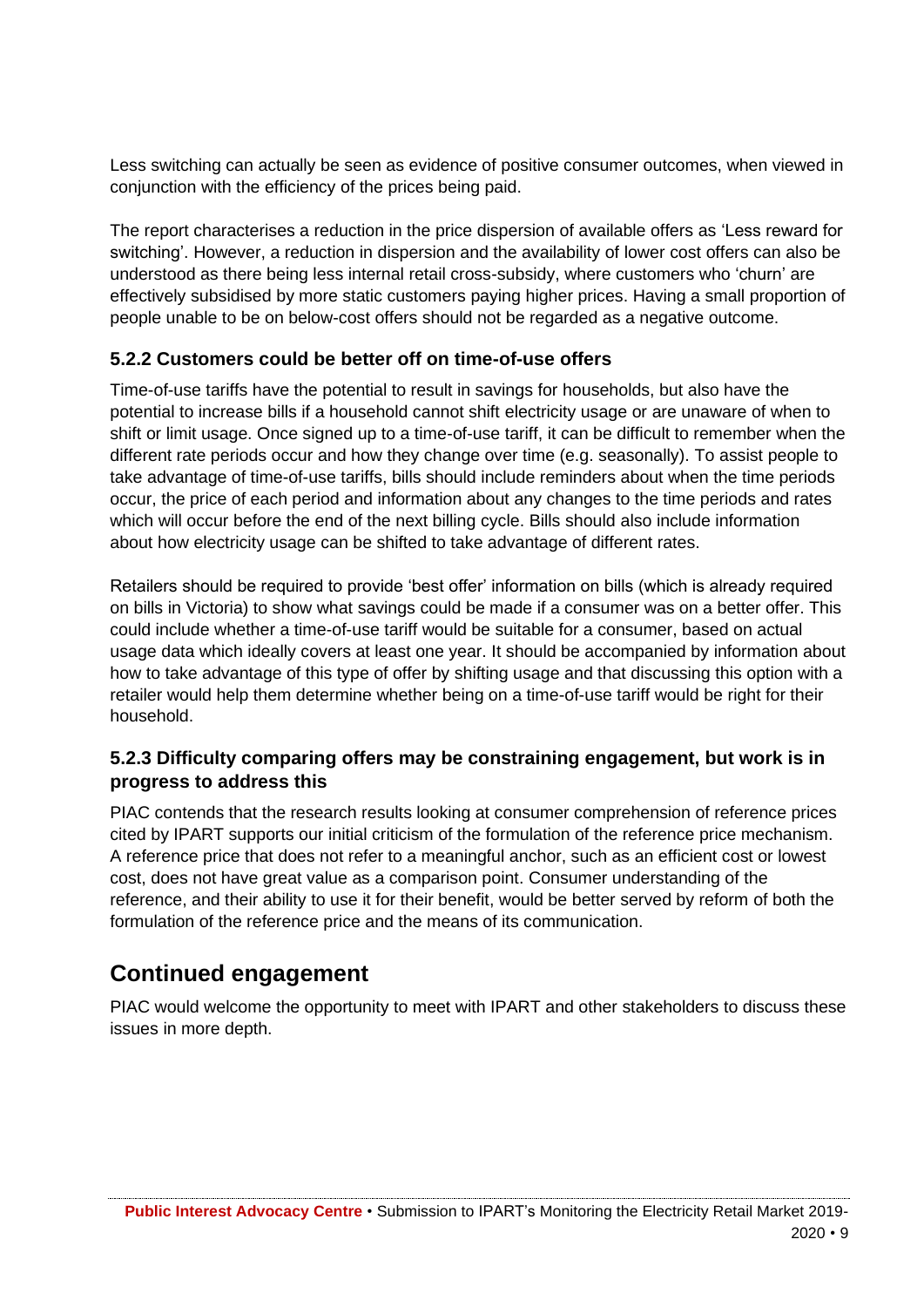Less switching can actually be seen as evidence of positive consumer outcomes, when viewed in conjunction with the efficiency of the prices being paid.

The report characterises a reduction in the price dispersion of available offers as 'Less reward for switching'. However, a reduction in dispersion and the availability of lower cost offers can also be understood as there being less internal retail cross-subsidy, where customers who 'churn' are effectively subsidised by more static customers paying higher prices. Having a small proportion of people unable to be on below-cost offers should not be regarded as a negative outcome.

### 5.2.2 Customers could be better off on time-of-use offers

Time-of-use tariffs have the potential to result in savings for households, but also have the potential to increase bills if a household cannot shift electricity usage or are unaware of when to shift or limit usage. Once signed up to a time-of-use tariff, it can be difficult to remember when the different rate periods occur and how they change over time (e.g. seasonally). To assist people to take advantage of time-of-use tariffs, bills should include reminders about when the time periods occur, the price of each period and information about any changes to the time periods and rates which will occur before the end of the next billing cycle. Bills should also include information about how electricity usage can be shifted to take advantage of different rates.

Retailers should be required to provide 'best offer' information on bills (which is already required on bills in Victoria) to show what savings could be made if a consumer was on a better offer. This could include whether a time-of-use tariff would be suitable for a consumer, based on actual usage data which ideally covers at least one year. It should be accompanied by information about how to take advantage of this type of offer by shifting usage and that discussing this option with a retailer would help them determine whether being on a time-of-use tariff would be right for their household.

### 5.2.3 Difficulty comparing offers may be constraining engagement, but work is in progress to address this

PIAC contends that the research results looking at consumer comprehension of reference prices cited by IPART supports our initial criticism of the formulation of the reference price mechanism. A reference price that does not refer to a meaningful anchor, such as an efficient cost or lowest cost, does not have great value as a comparison point. Consumer understanding of the reference, and their ability to use it for their benefit, would be better served by reform of both the formulation of the reference price and the means of its communication.

## Continued engagement

PIAC would welcome the opportunity to meet with IPART and other stakeholders to discuss these issues in more depth.